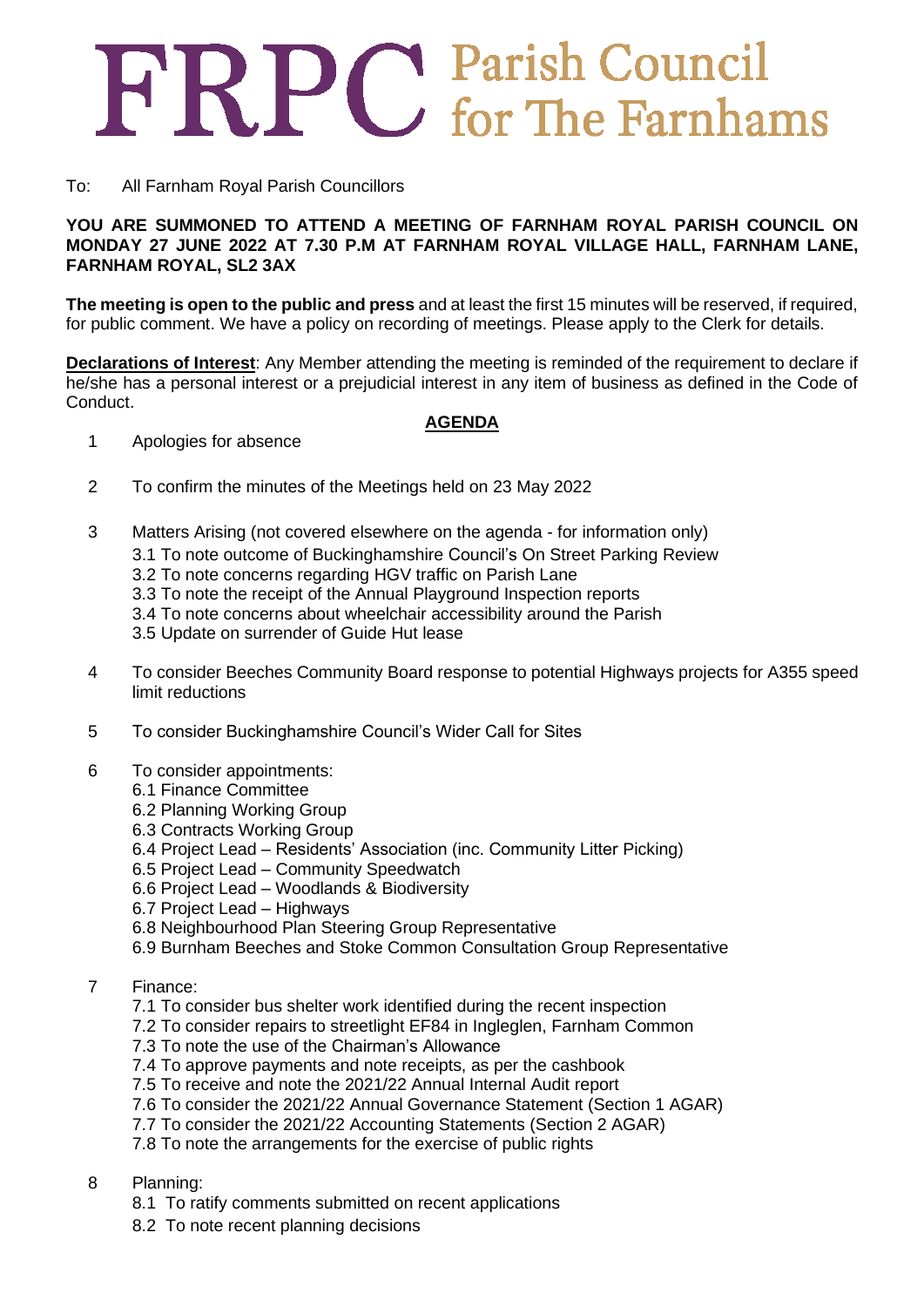# FRPC Parish Council for The Farnhams

To: All Farnham Royal Parish Councillors

**YOU ARE SUMMONED TO ATTEND A MEETING OF FARNHAM ROYAL PARISH COUNCIL ON MONDAY 27 JUNE 2022 AT 7.30 P.M AT FARNHAM ROYAL VILLAGE HALL, FARNHAM LANE, FARNHAM ROYAL, SL2 3AX**

**The meeting is open to the public and press** and at least the first 15 minutes will be reserved, if required, for public comment. We have a policy on recording of meetings. Please apply to the Clerk for details.

**Declarations of Interest**: Any Member attending the meeting is reminded of the requirement to declare if he/she has a personal interest or a prejudicial interest in any item of business as defined in the Code of Conduct.

## AGENDA

1 Apologies for absence

2 To confirm the minutes of the Meetings held on 23 May 2022

3 Matters Arising (not covered elsewhere on the agenda - for information only)
- 3.1 To note outcome of Buckinghamshire Council's On Street Parking Review
- 3.2 To note concerns regarding HGV traffic on Parish Lane
- 3.3 To note the receipt of the Annual Playground Inspection reports
- 3.4 To note concerns about wheelchair accessibility around the Parish
- 3.5 Update on surrender of Guide Hut lease

4 To consider Beeches Community Board response to potential Highways projects for A355 speed limit reductions

5 To consider Buckinghamshire Council's Wider Call for Sites

6 To consider appointments:
- 6.1 Finance Committee
- 6.2 Planning Working Group
- 6.3 Contracts Working Group
- 6.4 Project Lead – Residents' Association (inc. Community Litter Picking)
- 6.5 Project Lead – Community Speedwatch
- 6.6 Project Lead – Woodlands & Biodiversity
- 6.7 Project Lead – Highways
- 6.8 Neighbourhood Plan Steering Group Representative
- 6.9 Burnham Beeches and Stoke Common Consultation Group Representative

7 Finance:
- 7.1 To consider bus shelter work identified during the recent inspection
- 7.2 To consider repairs to streetlight EF84 in Ingleglen, Farnham Common
- 7.3 To note the use of the Chairman's Allowance
- 7.4 To approve payments and note receipts, as per the cashbook
- 7.5 To receive and note the 2021/22 Annual Internal Audit report
- 7.6 To consider the 2021/22 Annual Governance Statement (Section 1 AGAR)
- 7.7 To consider the 2021/22 Accounting Statements (Section 2 AGAR)
- 7.8 To note the arrangements for the exercise of public rights

8 Planning:
- 8.1 To ratify comments submitted on recent applications
- 8.2 To note recent planning decisions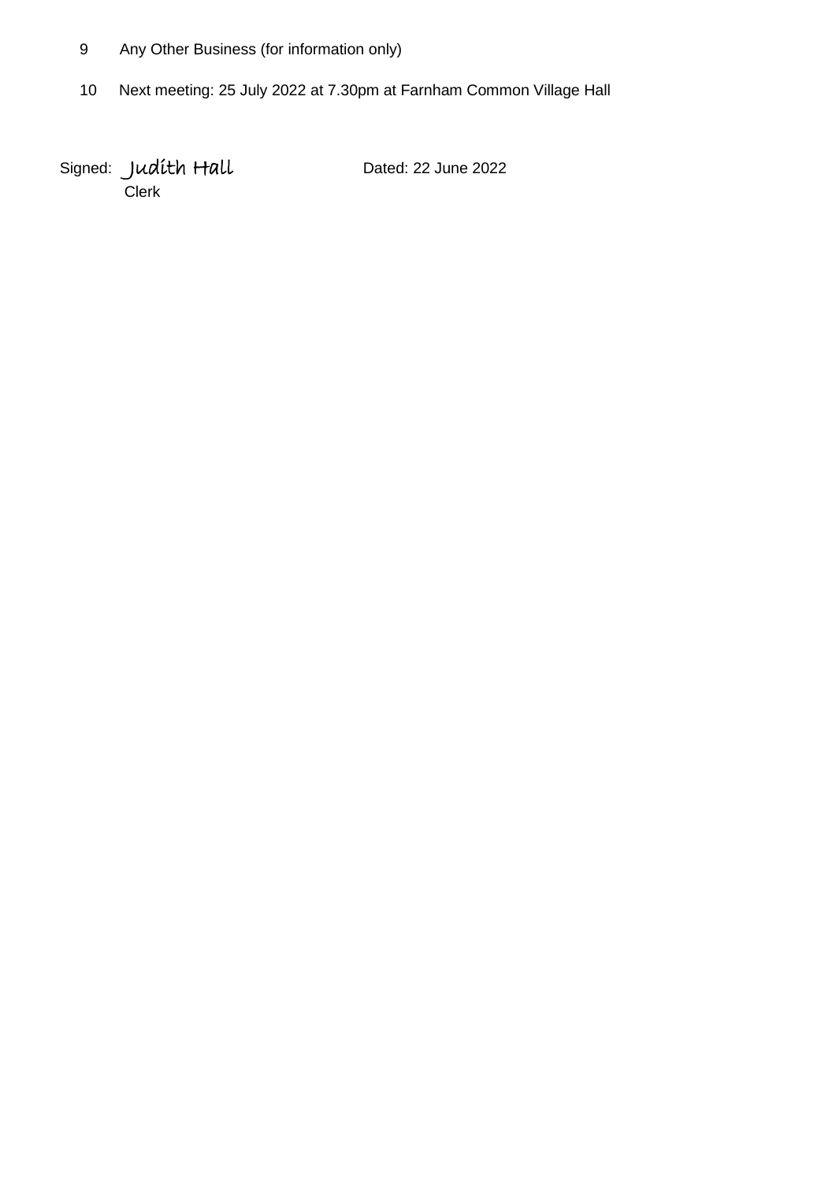9 Any Other Business (for information only)

10 Next meeting: 25 July 2022 at 7.30pm at Farnham Common Village Hall

Signed: *Judith Hall* Dated: 22 June 2022
Clerk